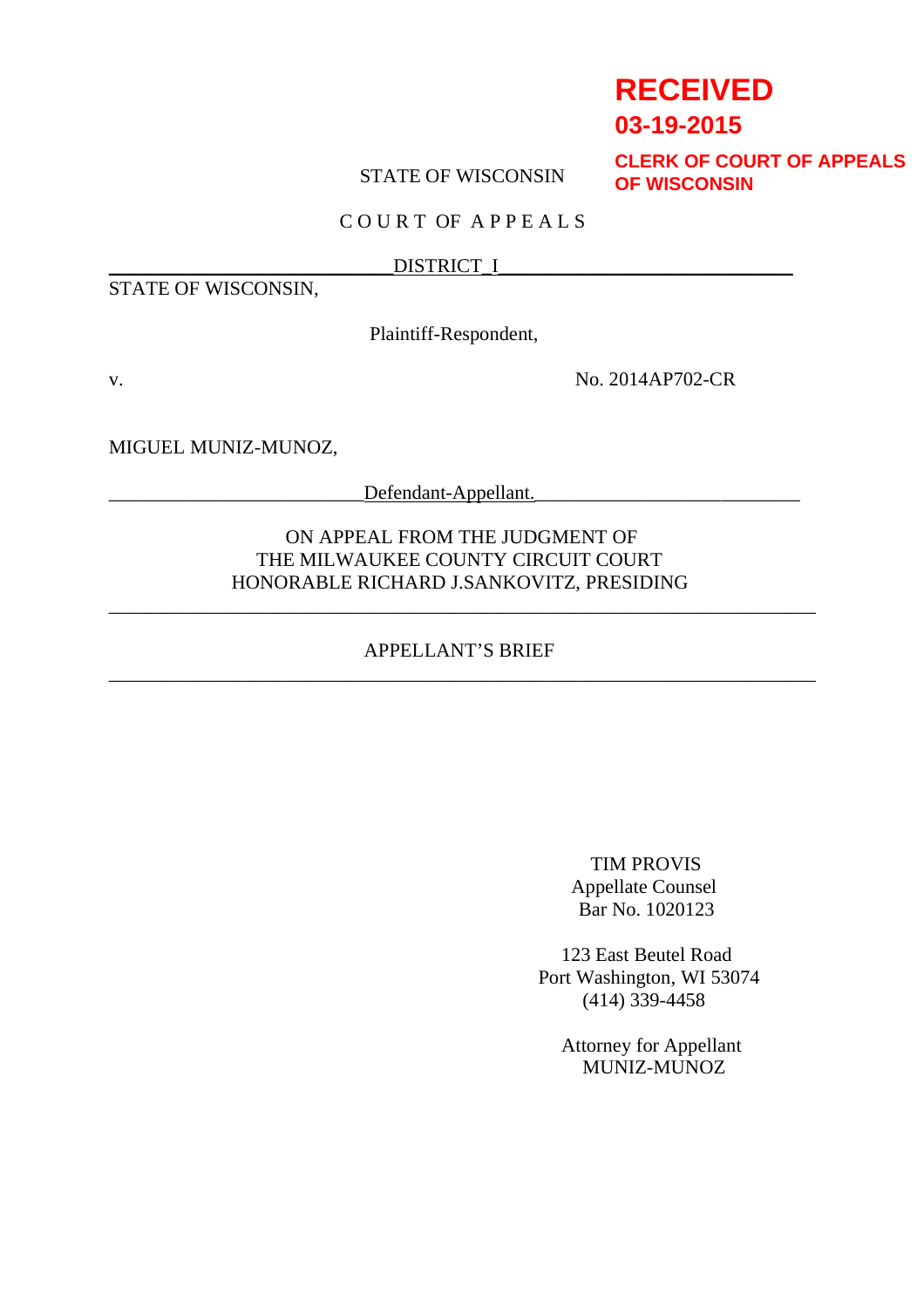**RECEIVED**
**03-19-2015**
**CLERK OF COURT OF APPEALS OF WISCONSIN**

STATE OF WISCONSIN

COURT OF APPEALS

DISTRICT I

STATE OF WISCONSIN,

Plaintiff-Respondent,

v. No. 2014AP702-CR

MIGUEL MUNIZ-MUNOZ,

Defendant-Appellant.

ON APPEAL FROM THE JUDGMENT OF
THE MILWAUKEE COUNTY CIRCUIT COURT
HONORABLE RICHARD J.SANKOVITZ, PRESIDING

APPELLANT'S BRIEF

TIM PROVIS
Appellate Counsel
Bar No. 1020123

123 East Beutel Road
Port Washington, WI 53074
(414) 339-4458

Attorney for Appellant
MUNIZ-MUNOZ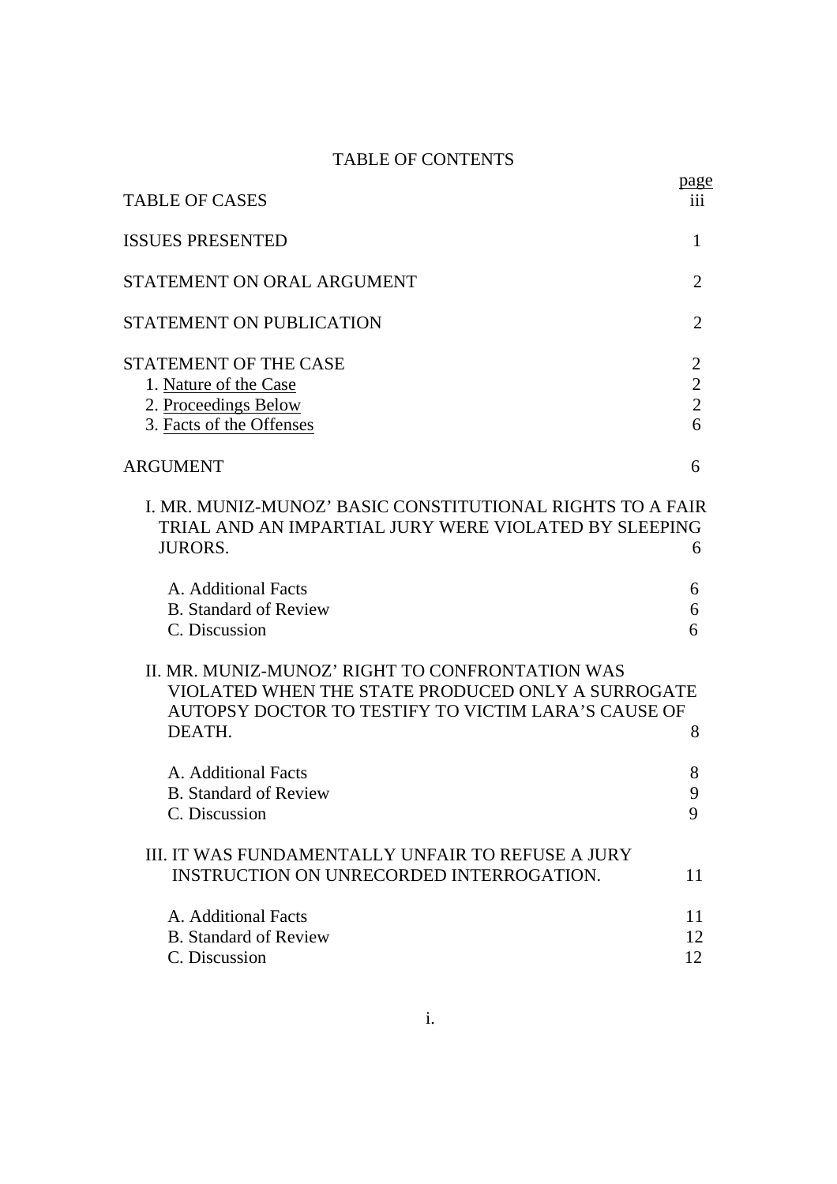# TABLE OF CONTENTS

| | page |
|---|---|
| TABLE OF CASES | iii |
| ISSUES PRESENTED | 1 |
| STATEMENT ON ORAL ARGUMENT | 2 |
| STATEMENT ON PUBLICATION | 2 |
| STATEMENT OF THE CASE | 2 |
| 1. Nature of the Case | 2 |
| 2. Proceedings Below | 2 |
| 3. Facts of the Offenses | 6 |
| ARGUMENT | 6 |
| I. MR. MUNIZ-MUNOZ' BASIC CONSTITUTIONAL RIGHTS TO A FAIR TRIAL AND AN IMPARTIAL JURY WERE VIOLATED BY SLEEPING JURORS. | 6 |
| A. Additional Facts | 6 |
| B. Standard of Review | 6 |
| C. Discussion | 6 |
| II. MR. MUNIZ-MUNOZ' RIGHT TO CONFRONTATION WAS VIOLATED WHEN THE STATE PRODUCED ONLY A SURROGATE AUTOPSY DOCTOR TO TESTIFY TO VICTIM LARA'S CAUSE OF DEATH. | 8 |
| A. Additional Facts | 8 |
| B. Standard of Review | 9 |
| C. Discussion | 9 |
| III. IT WAS FUNDAMENTALLY UNFAIR TO REFUSE A JURY INSTRUCTION ON UNRECORDED INTERROGATION. | 11 |
| A. Additional Facts | 11 |
| B. Standard of Review | 12 |
| C. Discussion | 12 |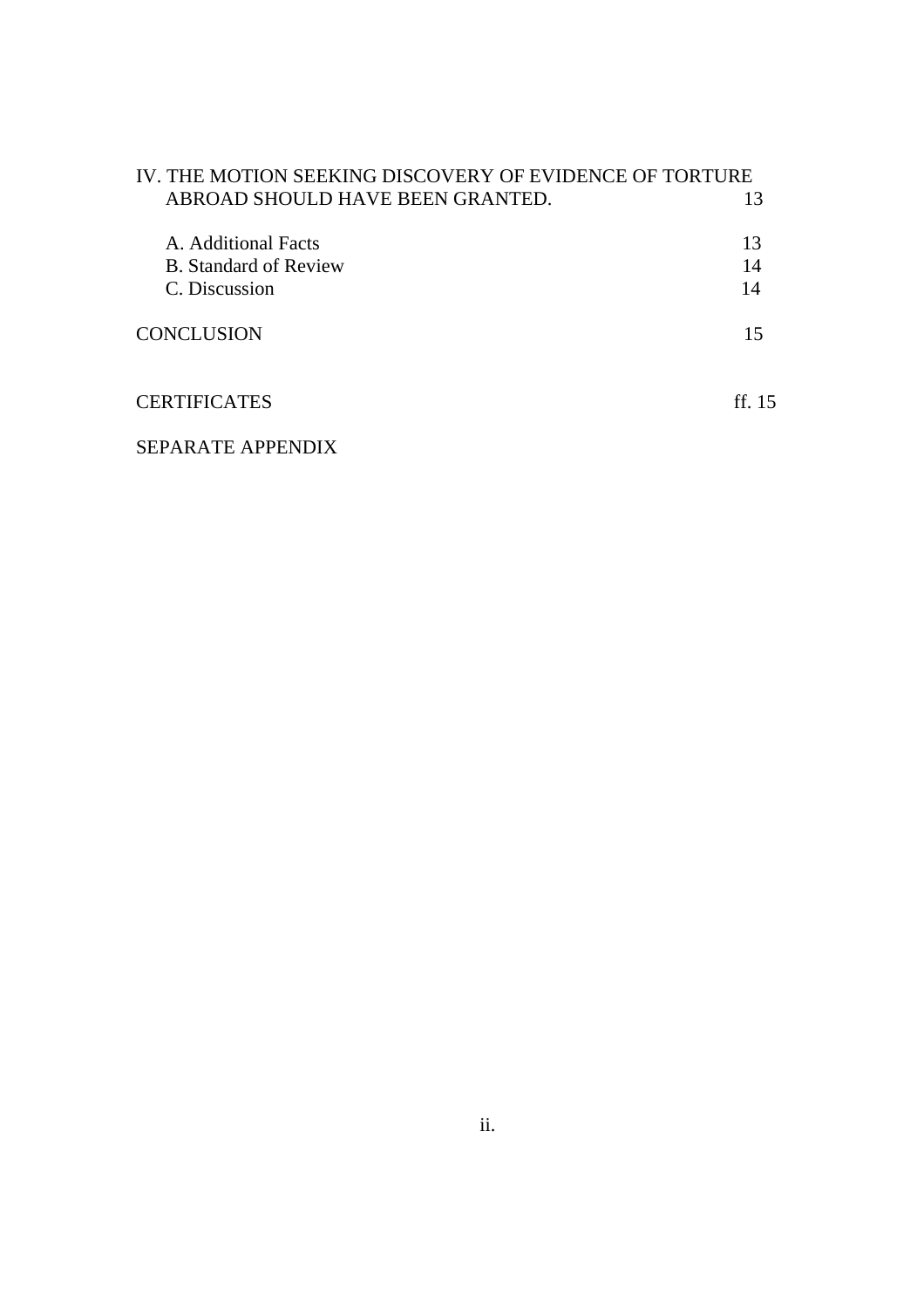IV. THE MOTION SEEKING DISCOVERY OF EVIDENCE OF TORTURE ABROAD SHOULD HAVE BEEN GRANTED. 13

- A. Additional Facts 13
- B. Standard of Review 14
- C. Discussion 14

CONCLUSION 15

CERTIFICATES ff. 15

SEPARATE APPENDIX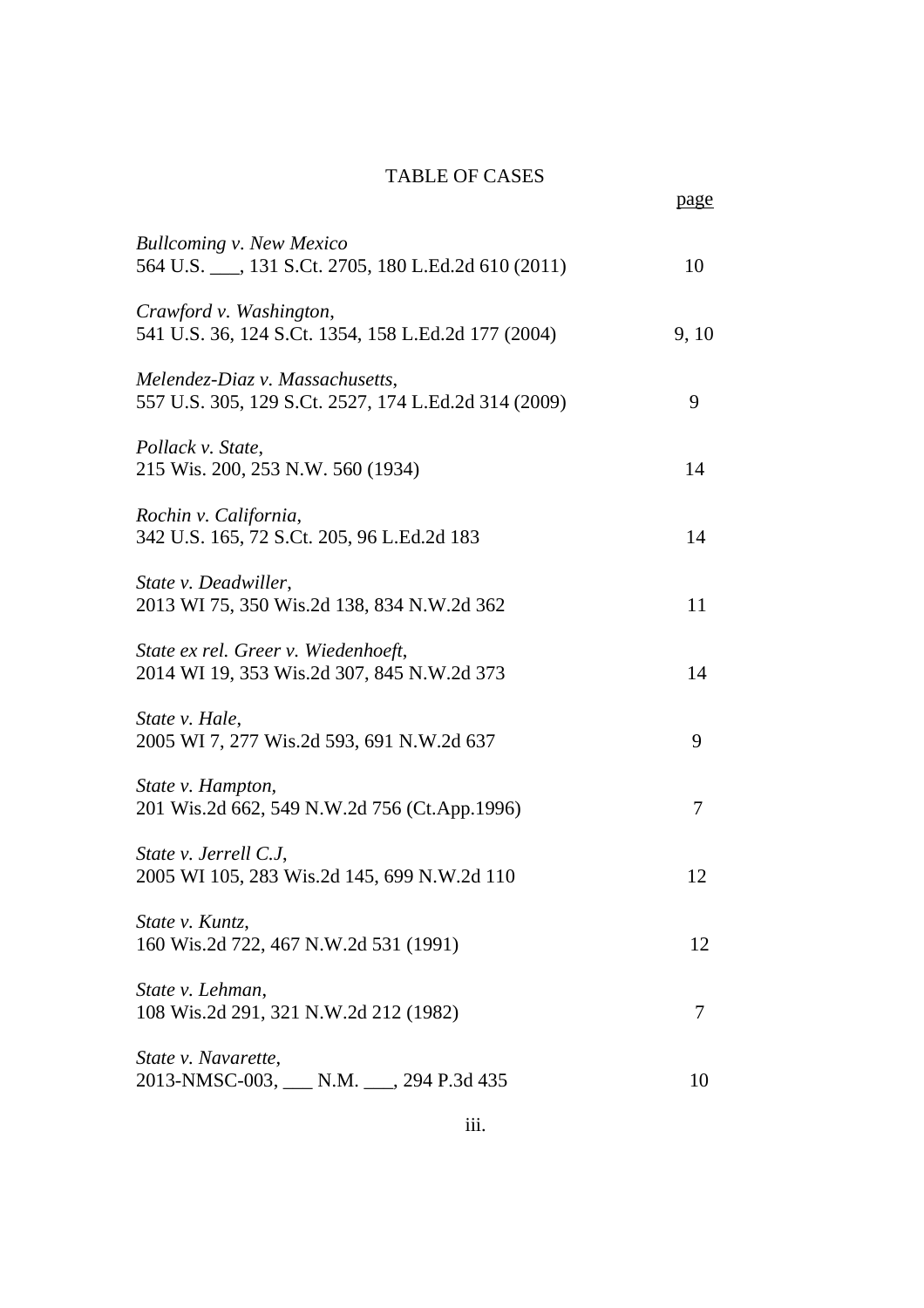# TABLE OF CASES

| | page |
|---|---|
| *Bullcoming v. New Mexico*<br>564 U.S. ___, 131 S.Ct. 2705, 180 L.Ed.2d 610 (2011) | 10 |
| *Crawford v. Washington*,<br>541 U.S. 36, 124 S.Ct. 1354, 158 L.Ed.2d 177 (2004) | 9, 10 |
| *Melendez-Diaz v. Massachusetts*,<br>557 U.S. 305, 129 S.Ct. 2527, 174 L.Ed.2d 314 (2009) | 9 |
| *Pollack v. State*,<br>215 Wis. 200, 253 N.W. 560 (1934) | 14 |
| *Rochin v. California*,<br>342 U.S. 165, 72 S.Ct. 205, 96 L.Ed.2d 183 | 14 |
| *State v. Deadwiller*,<br>2013 WI 75, 350 Wis.2d 138, 834 N.W.2d 362 | 11 |
| *State ex rel. Greer v. Wiedenhoeft*,<br>2014 WI 19, 353 Wis.2d 307, 845 N.W.2d 373 | 14 |
| *State v. Hale*,<br>2005 WI 7, 277 Wis.2d 593, 691 N.W.2d 637 | 9 |
| *State v. Hampton*,<br>201 Wis.2d 662, 549 N.W.2d 756 (Ct.App.1996) | 7 |
| *State v. Jerrell C.J*,<br>2005 WI 105, 283 Wis.2d 145, 699 N.W.2d 110 | 12 |
| *State v. Kuntz*,<br>160 Wis.2d 722, 467 N.W.2d 531 (1991) | 12 |
| *State v. Lehman*,<br>108 Wis.2d 291, 321 N.W.2d 212 (1982) | 7 |
| *State v. Navarette*,<br>2013-NMSC-003, ___ N.M. ___, 294 P.3d 435 | 10 |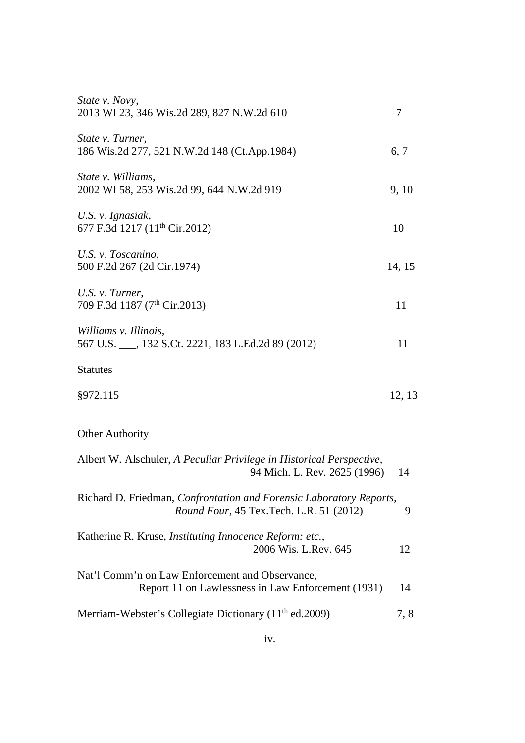*State v. Novy*,
2013 WI 23, 346 Wis.2d 289, 827 N.W.2d 610 7

*State v. Turner*,
186 Wis.2d 277, 521 N.W.2d 148 (Ct.App.1984) 6, 7

*State v. Williams*,
2002 WI 58, 253 Wis.2d 99, 644 N.W.2d 919 9, 10

*U.S. v. Ignasiak*,
677 F.3d 1217 (11th Cir.2012) 10

*U.S. v. Toscanino*,
500 F.2d 267 (2d Cir.1974) 14, 15

*U.S. v. Turner*,
709 F.3d 1187 (7th Cir.2013) 11

*Williams v. Illinois*,
567 U.S. ___, 132 S.Ct. 2221, 183 L.Ed.2d 89 (2012) 11

Statutes

§972.115 12, 13

Other Authority

Albert W. Alschuler, *A Peculiar Privilege in Historical Perspective*, 94 Mich. L. Rev. 2625 (1996) 14

Richard D. Friedman, *Confrontation and Forensic Laboratory Reports, Round Four*, 45 Tex.Tech. L.R. 51 (2012) 9

Katherine R. Kruse, *Instituting Innocence Reform: etc.*, 2006 Wis. L.Rev. 645 12

Nat'l Comm'n on Law Enforcement and Observance, Report 11 on Lawlessness in Law Enforcement (1931) 14

Merriam-Webster's Collegiate Dictionary (11th ed.2009) 7, 8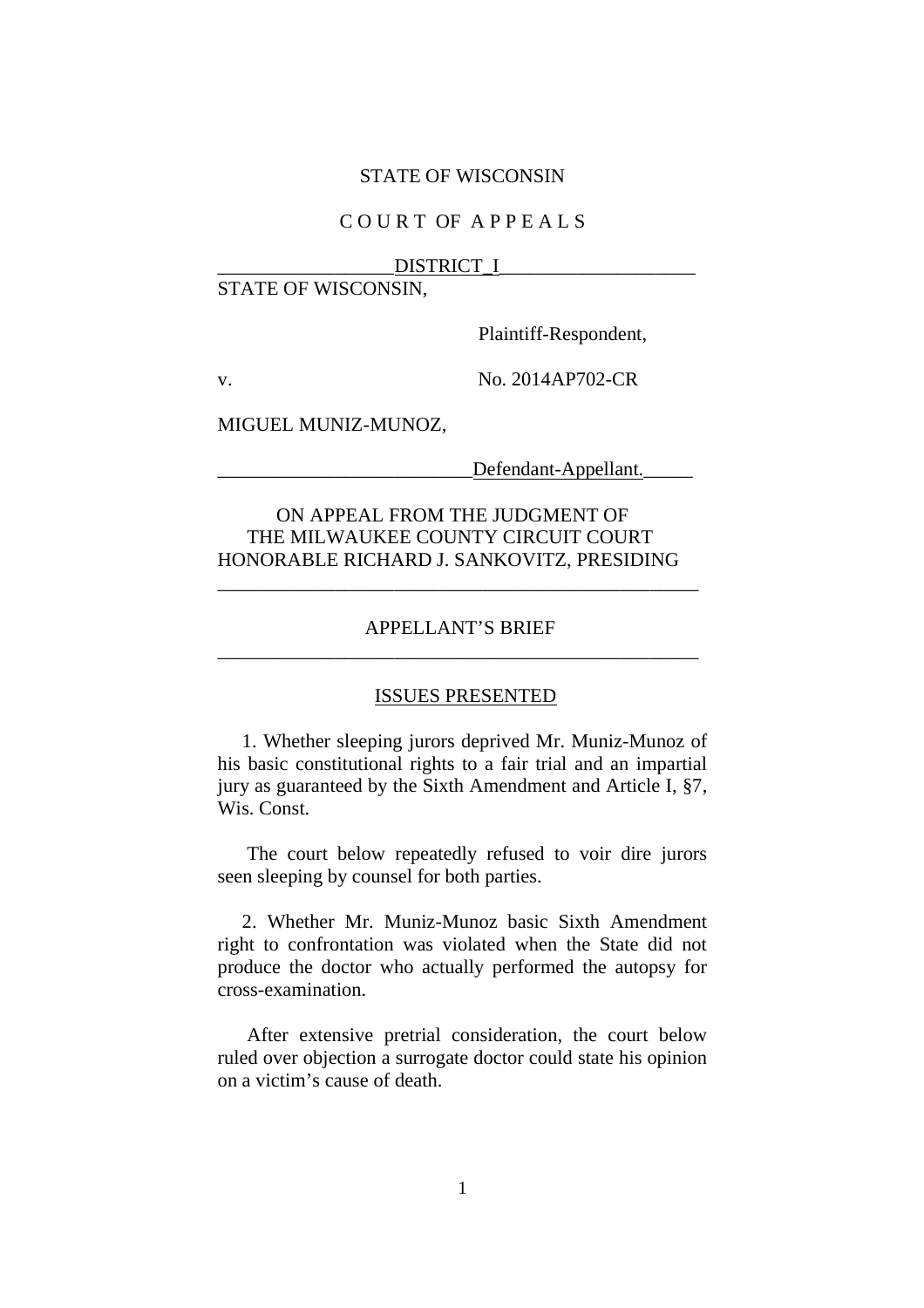STATE OF WISCONSIN

C O U R T OF A P P E A L S

DISTRICT I

STATE OF WISCONSIN,

Plaintiff-Respondent,

v. No. 2014AP702-CR

MIGUEL MUNIZ-MUNOZ,

Defendant-Appellant.

ON APPEAL FROM THE JUDGMENT OF
THE MILWAUKEE COUNTY CIRCUIT COURT
HONORABLE RICHARD J. SANKOVITZ, PRESIDING

---

APPELLANT'S BRIEF

---

ISSUES PRESENTED

1. Whether sleeping jurors deprived Mr. Muniz-Munoz of his basic constitutional rights to a fair trial and an impartial jury as guaranteed by the Sixth Amendment and Article I, §7, Wis. Const.

The court below repeatedly refused to voir dire jurors seen sleeping by counsel for both parties.

2. Whether Mr. Muniz-Munoz basic Sixth Amendment right to confrontation was violated when the State did not produce the doctor who actually performed the autopsy for cross-examination.

After extensive pretrial consideration, the court below ruled over objection a surrogate doctor could state his opinion on a victim's cause of death.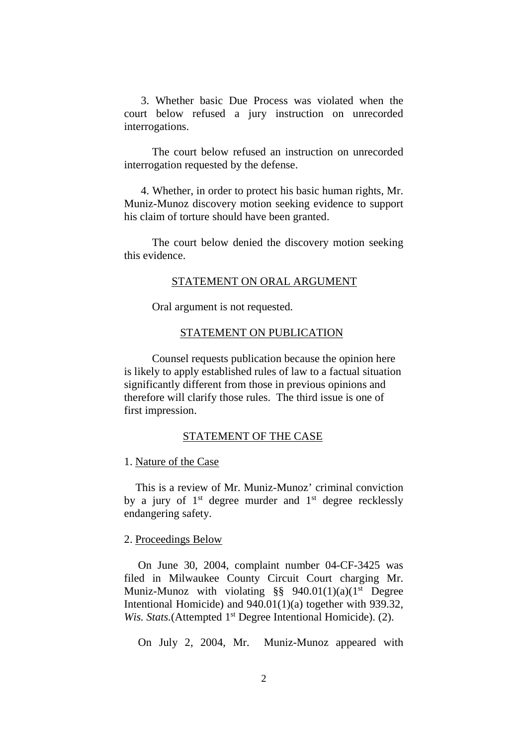3. Whether basic Due Process was violated when the court below refused a jury instruction on unrecorded interrogations.

The court below refused an instruction on unrecorded interrogation requested by the defense.

4. Whether, in order to protect his basic human rights, Mr. Muniz-Munoz discovery motion seeking evidence to support his claim of torture should have been granted.

The court below denied the discovery motion seeking this evidence.

## STATEMENT ON ORAL ARGUMENT

Oral argument is not requested.

## STATEMENT ON PUBLICATION

Counsel requests publication because the opinion here is likely to apply established rules of law to a factual situation significantly different from those in previous opinions and therefore will clarify those rules. The third issue is one of first impression.

## STATEMENT OF THE CASE

### 1. Nature of the Case

This is a review of Mr. Muniz-Munoz' criminal conviction by a jury of 1st degree murder and 1st degree recklessly endangering safety.

### 2. Proceedings Below

On June 30, 2004, complaint number 04-CF-3425 was filed in Milwaukee County Circuit Court charging Mr. Muniz-Munoz with violating §§ 940.01(1)(a)(1st Degree Intentional Homicide) and 940.01(1)(a) together with 939.32, *Wis. Stats.*(Attempted 1st Degree Intentional Homicide). (2).

On July 2, 2004, Mr. Muniz-Munoz appeared with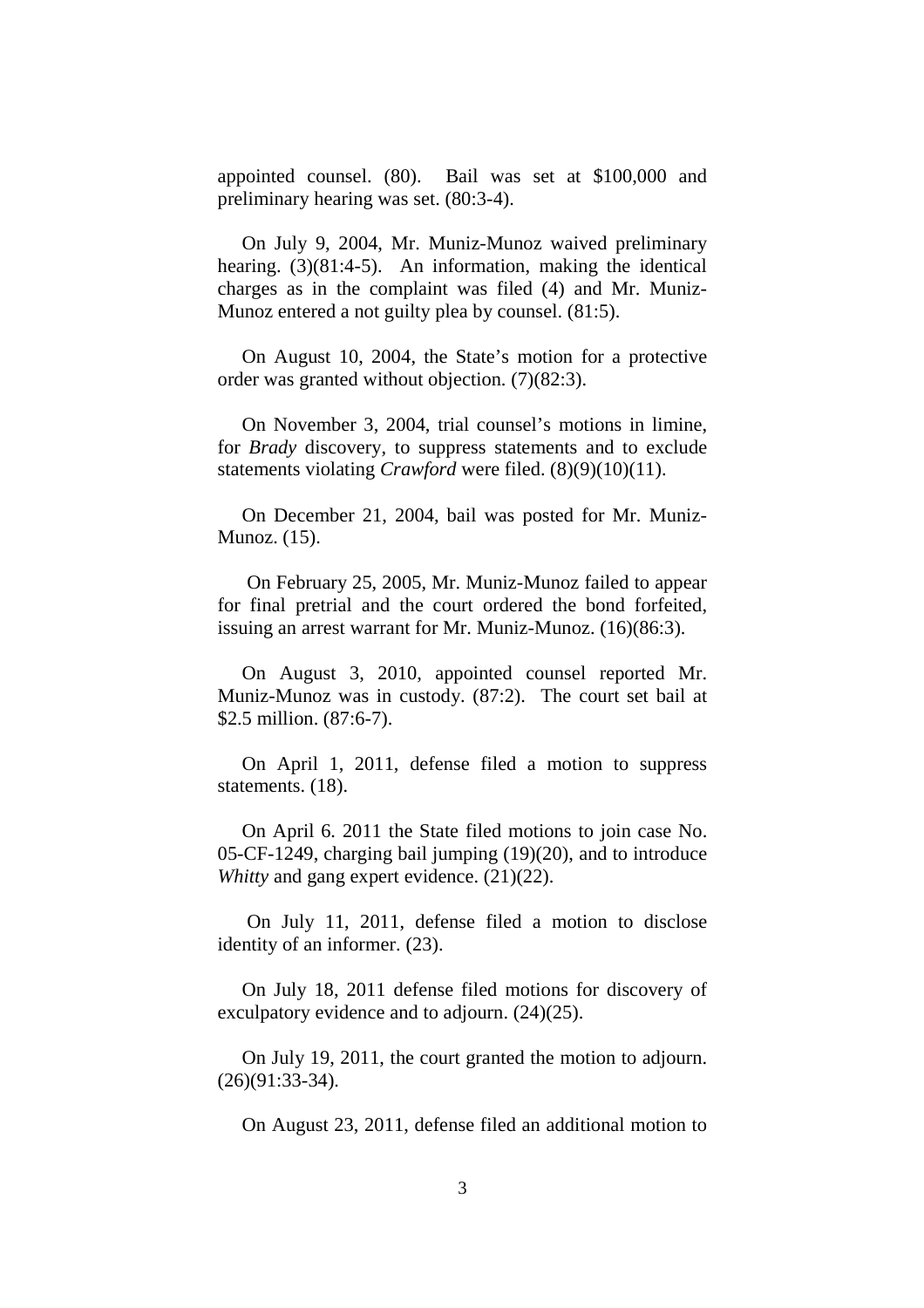appointed counsel. (80). Bail was set at $100,000 and preliminary hearing was set. (80:3-4).

On July 9, 2004, Mr. Muniz-Munoz waived preliminary hearing. (3)(81:4-5). An information, making the identical charges as in the complaint was filed (4) and Mr. Muniz-Munoz entered a not guilty plea by counsel. (81:5).

On August 10, 2004, the State's motion for a protective order was granted without objection. (7)(82:3).

On November 3, 2004, trial counsel's motions in limine, for *Brady* discovery, to suppress statements and to exclude statements violating *Crawford* were filed. (8)(9)(10)(11).

On December 21, 2004, bail was posted for Mr. Muniz-Munoz. (15).

On February 25, 2005, Mr. Muniz-Munoz failed to appear for final pretrial and the court ordered the bond forfeited, issuing an arrest warrant for Mr. Muniz-Munoz. (16)(86:3).

On August 3, 2010, appointed counsel reported Mr. Muniz-Munoz was in custody. (87:2). The court set bail at $2.5 million. (87:6-7).

On April 1, 2011, defense filed a motion to suppress statements. (18).

On April 6. 2011 the State filed motions to join case No. 05-CF-1249, charging bail jumping (19)(20), and to introduce *Whitty* and gang expert evidence. (21)(22).

On July 11, 2011, defense filed a motion to disclose identity of an informer. (23).

On July 18, 2011 defense filed motions for discovery of exculpatory evidence and to adjourn. (24)(25).

On July 19, 2011, the court granted the motion to adjourn. (26)(91:33-34).

On August 23, 2011, defense filed an additional motion to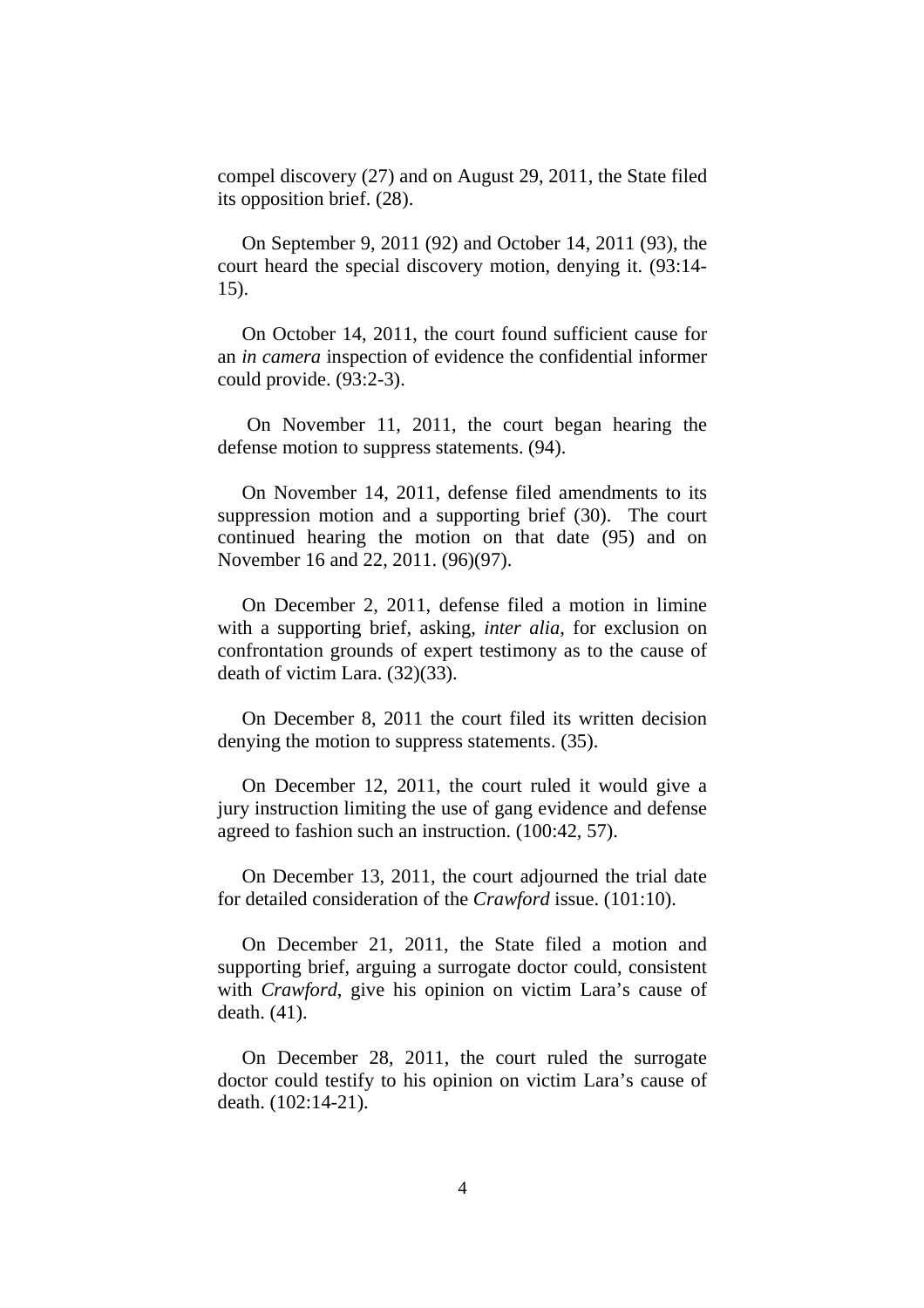compel discovery (27) and on August 29, 2011, the State filed its opposition brief. (28).

On September 9, 2011 (92) and October 14, 2011 (93), the court heard the special discovery motion, denying it. (93:14-15).

On October 14, 2011, the court found sufficient cause for an *in camera* inspection of evidence the confidential informer could provide. (93:2-3).

On November 11, 2011, the court began hearing the defense motion to suppress statements. (94).

On November 14, 2011, defense filed amendments to its suppression motion and a supporting brief (30). The court continued hearing the motion on that date (95) and on November 16 and 22, 2011. (96)(97).

On December 2, 2011, defense filed a motion in limine with a supporting brief, asking, *inter alia*, for exclusion on confrontation grounds of expert testimony as to the cause of death of victim Lara. (32)(33).

On December 8, 2011 the court filed its written decision denying the motion to suppress statements. (35).

On December 12, 2011, the court ruled it would give a jury instruction limiting the use of gang evidence and defense agreed to fashion such an instruction. (100:42, 57).

On December 13, 2011, the court adjourned the trial date for detailed consideration of the *Crawford* issue. (101:10).

On December 21, 2011, the State filed a motion and supporting brief, arguing a surrogate doctor could, consistent with *Crawford*, give his opinion on victim Lara's cause of death. (41).

On December 28, 2011, the court ruled the surrogate doctor could testify to his opinion on victim Lara's cause of death. (102:14-21).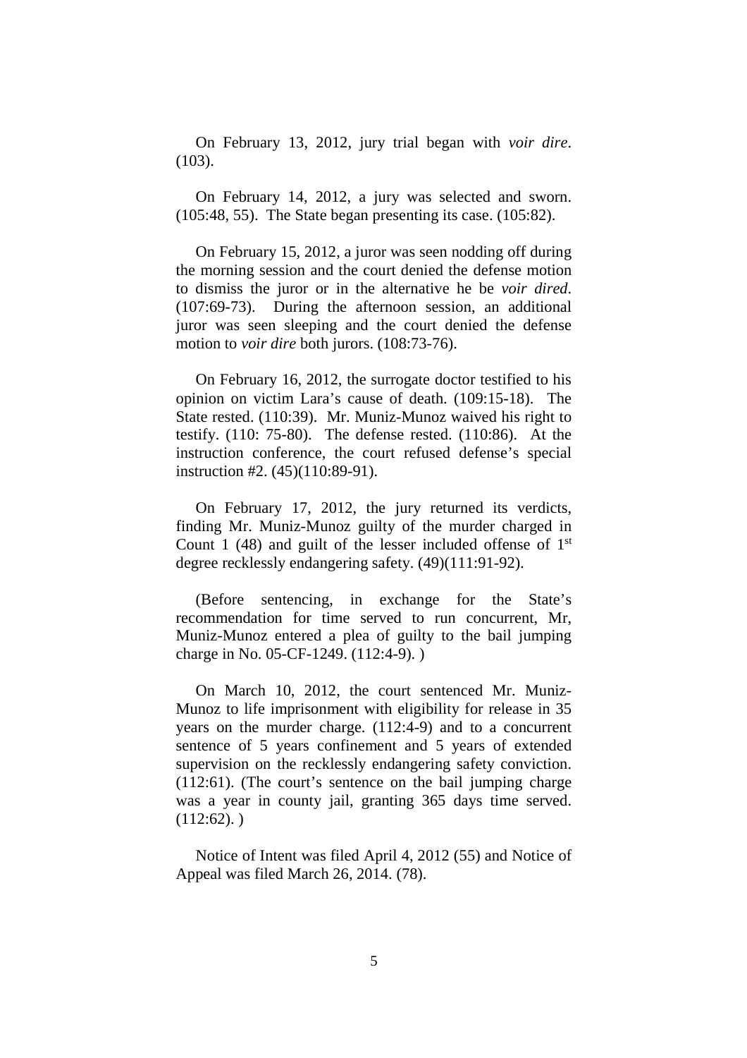On February 13, 2012, jury trial began with *voir dire*. (103).

On February 14, 2012, a jury was selected and sworn. (105:48, 55). The State began presenting its case. (105:82).

On February 15, 2012, a juror was seen nodding off during the morning session and the court denied the defense motion to dismiss the juror or in the alternative he be *voir dired*. (107:69-73). During the afternoon session, an additional juror was seen sleeping and the court denied the defense motion to *voir dire* both jurors. (108:73-76).

On February 16, 2012, the surrogate doctor testified to his opinion on victim Lara's cause of death. (109:15-18). The State rested. (110:39). Mr. Muniz-Munoz waived his right to testify. (110: 75-80). The defense rested. (110:86). At the instruction conference, the court refused defense's special instruction #2. (45)(110:89-91).

On February 17, 2012, the jury returned its verdicts, finding Mr. Muniz-Munoz guilty of the murder charged in Count 1 (48) and guilt of the lesser included offense of 1st degree recklessly endangering safety. (49)(111:91-92).

(Before sentencing, in exchange for the State's recommendation for time served to run concurrent, Mr, Muniz-Munoz entered a plea of guilty to the bail jumping charge in No. 05-CF-1249. (112:4-9). )

On March 10, 2012, the court sentenced Mr. Muniz-Munoz to life imprisonment with eligibility for release in 35 years on the murder charge. (112:4-9) and to a concurrent sentence of 5 years confinement and 5 years of extended supervision on the recklessly endangering safety conviction. (112:61). (The court's sentence on the bail jumping charge was a year in county jail, granting 365 days time served. (112:62). )

Notice of Intent was filed April 4, 2012 (55) and Notice of Appeal was filed March 26, 2014. (78).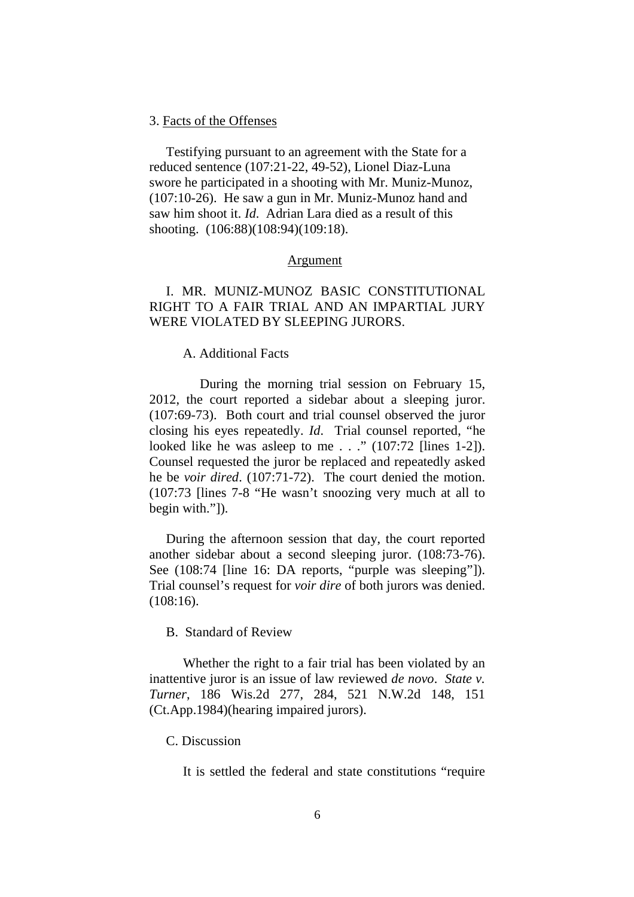3. Facts of the Offenses

Testifying pursuant to an agreement with the State for a reduced sentence (107:21-22, 49-52), Lionel Diaz-Luna swore he participated in a shooting with Mr. Muniz-Munoz, (107:10-26). He saw a gun in Mr. Muniz-Munoz hand and saw him shoot it. *Id*. Adrian Lara died as a result of this shooting. (106:88)(108:94)(109:18).

## Argument

### I. MR. MUNIZ-MUNOZ BASIC CONSTITUTIONAL RIGHT TO A FAIR TRIAL AND AN IMPARTIAL JURY WERE VIOLATED BY SLEEPING JURORS.

#### A. Additional Facts

During the morning trial session on February 15, 2012, the court reported a sidebar about a sleeping juror. (107:69-73). Both court and trial counsel observed the juror closing his eyes repeatedly. *Id*. Trial counsel reported, "he looked like he was asleep to me . . ." (107:72 [lines 1-2]). Counsel requested the juror be replaced and repeatedly asked he be *voir dired*. (107:71-72). The court denied the motion. (107:73 [lines 7-8 "He wasn't snoozing very much at all to begin with."]).

During the afternoon session that day, the court reported another sidebar about a second sleeping juror. (108:73-76). See (108:74 [line 16: DA reports, "purple was sleeping"]). Trial counsel's request for *voir dire* of both jurors was denied. (108:16).

#### B. Standard of Review

Whether the right to a fair trial has been violated by an inattentive juror is an issue of law reviewed *de novo*. *State v. Turner*, 186 Wis.2d 277, 284, 521 N.W.2d 148, 151 (Ct.App.1984)(hearing impaired jurors).

#### C. Discussion

It is settled the federal and state constitutions "require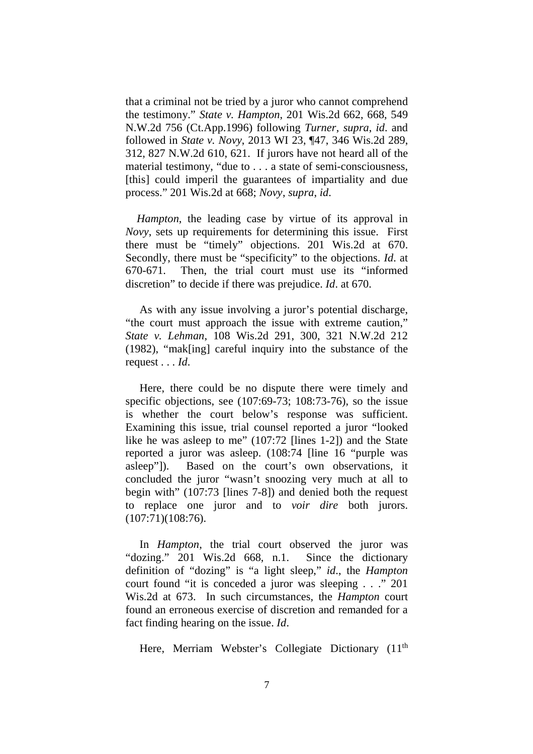that a criminal not be tried by a juror who cannot comprehend the testimony." *State v. Hampton*, 201 Wis.2d 662, 668, 549 N.W.2d 756 (Ct.App.1996) following *Turner*, *supra*, *id*. and followed in *State v. Novy*, 2013 WI 23, ¶47, 346 Wis.2d 289, 312, 827 N.W.2d 610, 621. If jurors have not heard all of the material testimony, "due to . . . a state of semi-consciousness, [this] could imperil the guarantees of impartiality and due process." 201 Wis.2d at 668; *Novy*, *supra*, *id*.

*Hampton*, the leading case by virtue of its approval in *Novy*, sets up requirements for determining this issue. First there must be "timely" objections. 201 Wis.2d at 670. Secondly, there must be "specificity" to the objections. *Id*. at 670-671. Then, the trial court must use its "informed discretion" to decide if there was prejudice. *Id*. at 670.

As with any issue involving a juror's potential discharge, "the court must approach the issue with extreme caution," *State v. Lehman*, 108 Wis.2d 291, 300, 321 N.W.2d 212 (1982), "mak[ing] careful inquiry into the substance of the request . . . *Id*.

Here, there could be no dispute there were timely and specific objections, see (107:69-73; 108:73-76), so the issue is whether the court below's response was sufficient. Examining this issue, trial counsel reported a juror "looked like he was asleep to me" (107:72 [lines 1-2]) and the State reported a juror was asleep. (108:74 [line 16 "purple was asleep"]). Based on the court's own observations, it concluded the juror "wasn't snoozing very much at all to begin with" (107:73 [lines 7-8]) and denied both the request to replace one juror and to *voir dire* both jurors. (107:71)(108:76).

In *Hampton*, the trial court observed the juror was "dozing." 201 Wis.2d 668, n.1. Since the dictionary definition of "dozing" is "a light sleep," *id*., the *Hampton* court found "it is conceded a juror was sleeping . . ." 201 Wis.2d at 673. In such circumstances, the *Hampton* court found an erroneous exercise of discretion and remanded for a fact finding hearing on the issue. *Id*.

Here, Merriam Webster's Collegiate Dictionary (11th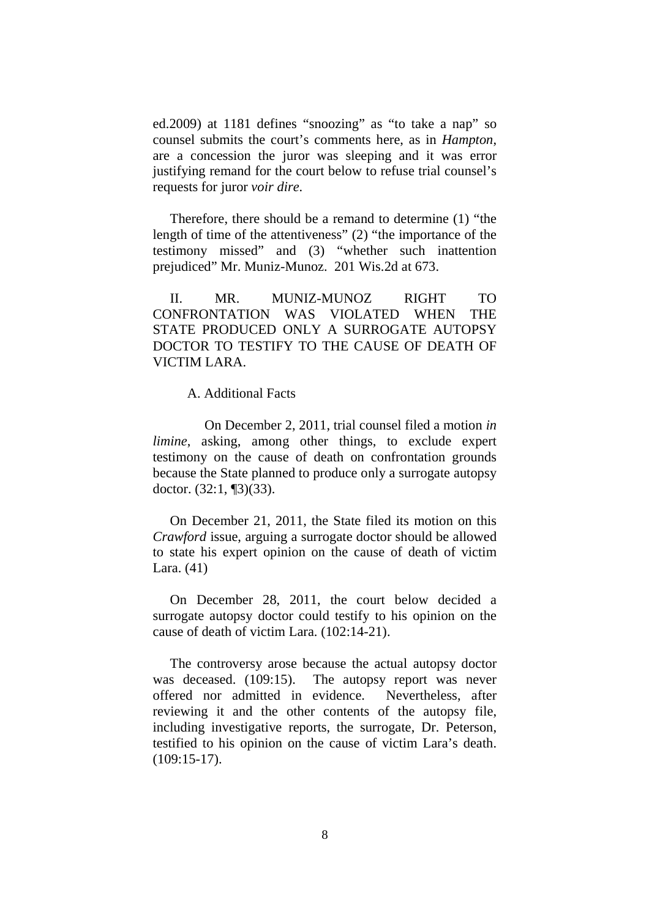ed.2009) at 1181 defines "snoozing" as "to take a nap" so counsel submits the court's comments here, as in *Hampton*, are a concession the juror was sleeping and it was error justifying remand for the court below to refuse trial counsel's requests for juror *voir dire*.

Therefore, there should be a remand to determine (1) "the length of time of the attentiveness" (2) "the importance of the testimony missed" and (3) "whether such inattention prejudiced" Mr. Muniz-Munoz. 201 Wis.2d at 673.

## II. MR. MUNIZ-MUNOZ RIGHT TO CONFRONTATION WAS VIOLATED WHEN THE STATE PRODUCED ONLY A SURROGATE AUTOPSY DOCTOR TO TESTIFY TO THE CAUSE OF DEATH OF VICTIM LARA.

### A. Additional Facts

On December 2, 2011, trial counsel filed a motion *in limine*, asking, among other things, to exclude expert testimony on the cause of death on confrontation grounds because the State planned to produce only a surrogate autopsy doctor. (32:1, ¶3)(33).

On December 21, 2011, the State filed its motion on this *Crawford* issue, arguing a surrogate doctor should be allowed to state his expert opinion on the cause of death of victim Lara. (41)

On December 28, 2011, the court below decided a surrogate autopsy doctor could testify to his opinion on the cause of death of victim Lara. (102:14-21).

The controversy arose because the actual autopsy doctor was deceased. (109:15). The autopsy report was never offered nor admitted in evidence. Nevertheless, after reviewing it and the other contents of the autopsy file, including investigative reports, the surrogate, Dr. Peterson, testified to his opinion on the cause of victim Lara's death. (109:15-17).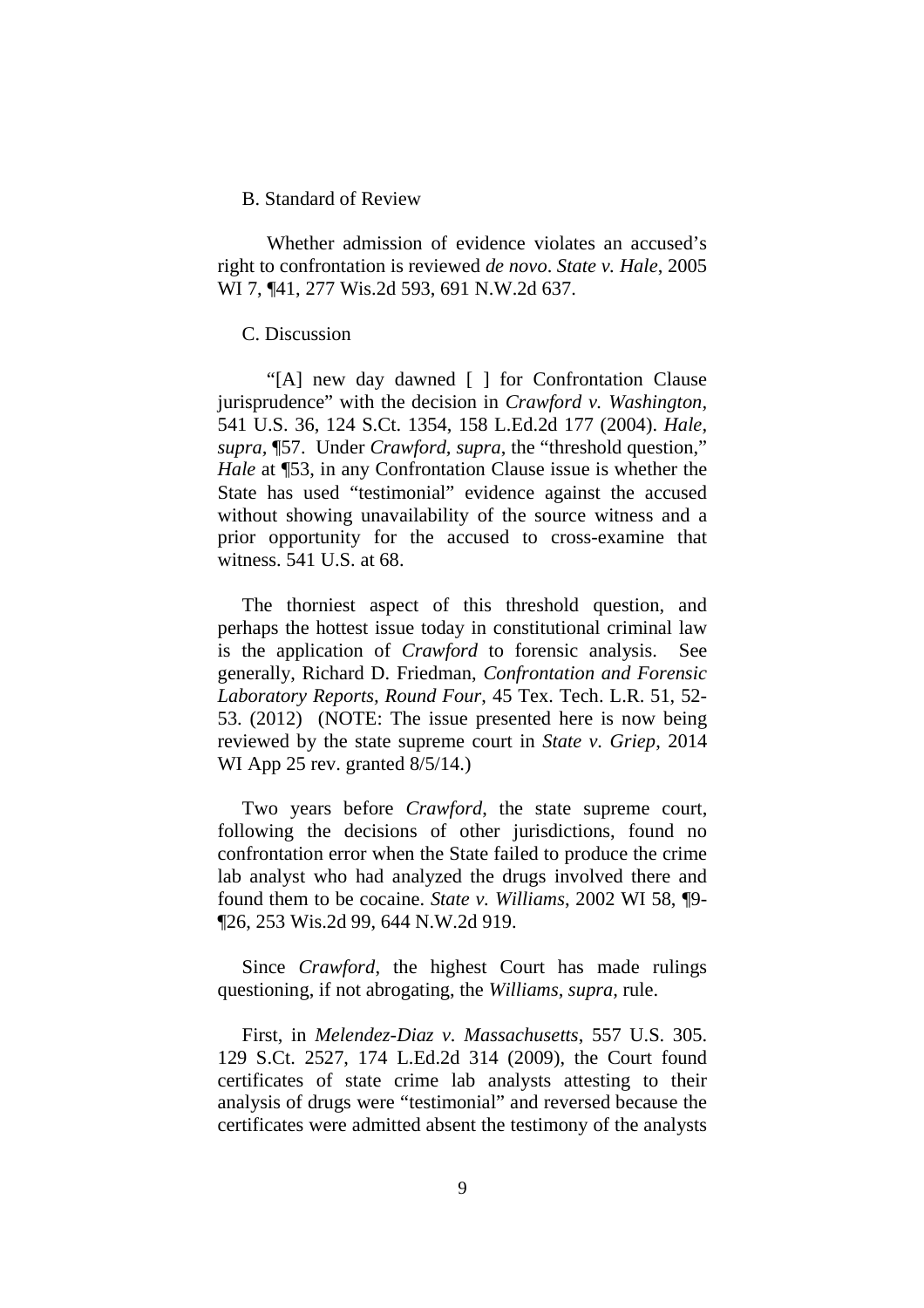B. Standard of Review

Whether admission of evidence violates an accused's right to confrontation is reviewed *de novo*. *State v. Hale*, 2005 WI 7, ¶41, 277 Wis.2d 593, 691 N.W.2d 637.

C. Discussion

"[A] new day dawned [ ] for Confrontation Clause jurisprudence" with the decision in *Crawford v. Washington*, 541 U.S. 36, 124 S.Ct. 1354, 158 L.Ed.2d 177 (2004). *Hale*, *supra*, ¶57. Under *Crawford*, *supra*, the "threshold question," *Hale* at ¶53, in any Confrontation Clause issue is whether the State has used "testimonial" evidence against the accused without showing unavailability of the source witness and a prior opportunity for the accused to cross-examine that witness. 541 U.S. at 68.

The thorniest aspect of this threshold question, and perhaps the hottest issue today in constitutional criminal law is the application of *Crawford* to forensic analysis. See generally, Richard D. Friedman, *Confrontation and Forensic Laboratory Reports, Round Four*, 45 Tex. Tech. L.R. 51, 52-53. (2012) (NOTE: The issue presented here is now being reviewed by the state supreme court in *State v. Griep*, 2014 WI App 25 rev. granted 8/5/14.)

Two years before *Crawford*, the state supreme court, following the decisions of other jurisdictions, found no confrontation error when the State failed to produce the crime lab analyst who had analyzed the drugs involved there and found them to be cocaine. *State v. Williams*, 2002 WI 58, ¶9-¶26, 253 Wis.2d 99, 644 N.W.2d 919.

Since *Crawford*, the highest Court has made rulings questioning, if not abrogating, the *Williams*, *supra*, rule.

First, in *Melendez-Diaz v. Massachusetts*, 557 U.S. 305. 129 S.Ct. 2527, 174 L.Ed.2d 314 (2009), the Court found certificates of state crime lab analysts attesting to their analysis of drugs were "testimonial" and reversed because the certificates were admitted absent the testimony of the analysts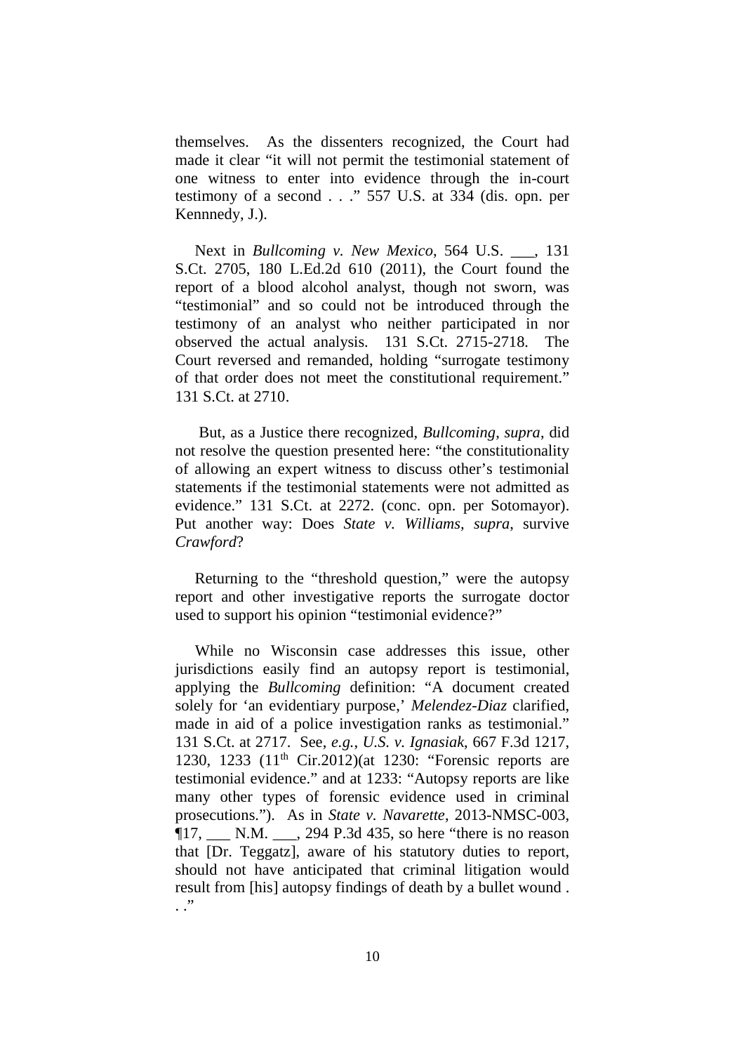themselves. As the dissenters recognized, the Court had made it clear "it will not permit the testimonial statement of one witness to enter into evidence through the in-court testimony of a second . . ." 557 U.S. at 334 (dis. opn. per Kennnedy, J.).

Next in *Bullcoming v. New Mexico*, 564 U.S. ___, 131 S.Ct. 2705, 180 L.Ed.2d 610 (2011), the Court found the report of a blood alcohol analyst, though not sworn, was "testimonial" and so could not be introduced through the testimony of an analyst who neither participated in nor observed the actual analysis. 131 S.Ct. 2715-2718. The Court reversed and remanded, holding "surrogate testimony of that order does not meet the constitutional requirement." 131 S.Ct. at 2710.

But, as a Justice there recognized, *Bullcoming*, *supra*, did not resolve the question presented here: "the constitutionality of allowing an expert witness to discuss other's testimonial statements if the testimonial statements were not admitted as evidence." 131 S.Ct. at 2272. (conc. opn. per Sotomayor). Put another way: Does *State v. Williams, supra*, survive *Crawford*?

Returning to the "threshold question," were the autopsy report and other investigative reports the surrogate doctor used to support his opinion "testimonial evidence?"

While no Wisconsin case addresses this issue, other jurisdictions easily find an autopsy report is testimonial, applying the *Bullcoming* definition: "A document created solely for 'an evidentiary purpose,' *Melendez-Diaz* clarified, made in aid of a police investigation ranks as testimonial." 131 S.Ct. at 2717. See, *e.g.*, *U.S. v. Ignasiak*, 667 F.3d 1217, 1230, 1233 (11th Cir.2012)(at 1230: "Forensic reports are testimonial evidence." and at 1233: "Autopsy reports are like many other types of forensic evidence used in criminal prosecutions."). As in *State v. Navarette*, 2013-NMSC-003, ¶17, ___ N.M. ___, 294 P.3d 435, so here "there is no reason that [Dr. Teggatz], aware of his statutory duties to report, should not have anticipated that criminal litigation would result from [his] autopsy findings of death by a bullet wound . . ."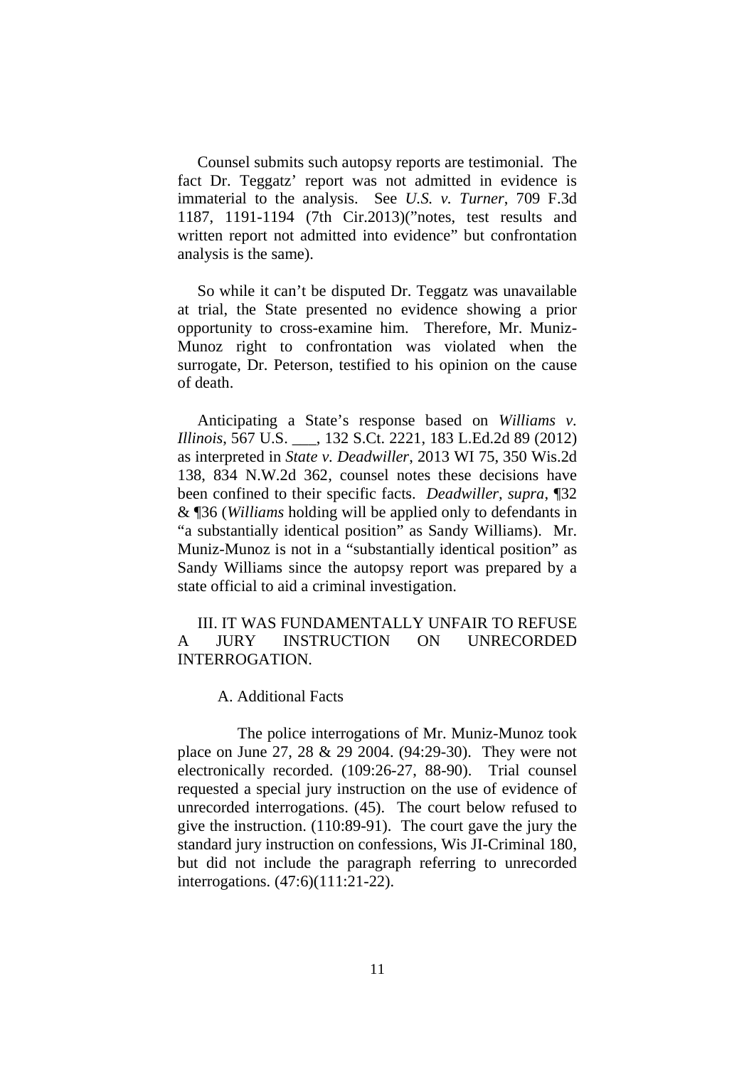Counsel submits such autopsy reports are testimonial. The fact Dr. Teggatz' report was not admitted in evidence is immaterial to the analysis. See *U.S. v. Turner*, 709 F.3d 1187, 1191-1194 (7th Cir.2013)("notes, test results and written report not admitted into evidence" but confrontation analysis is the same).

So while it can't be disputed Dr. Teggatz was unavailable at trial, the State presented no evidence showing a prior opportunity to cross-examine him. Therefore, Mr. Muniz-Munoz right to confrontation was violated when the surrogate, Dr. Peterson, testified to his opinion on the cause of death.

Anticipating a State's response based on *Williams v. Illinois*, 567 U.S. ___, 132 S.Ct. 2221, 183 L.Ed.2d 89 (2012) as interpreted in *State v. Deadwiller*, 2013 WI 75, 350 Wis.2d 138, 834 N.W.2d 362, counsel notes these decisions have been confined to their specific facts. *Deadwiller, supra*, ¶32 & ¶36 (*Williams* holding will be applied only to defendants in "a substantially identical position" as Sandy Williams). Mr. Muniz-Munoz is not in a "substantially identical position" as Sandy Williams since the autopsy report was prepared by a state official to aid a criminal investigation.

## III. IT WAS FUNDAMENTALLY UNFAIR TO REFUSE A JURY INSTRUCTION ON UNRECORDED INTERROGATION.

### A. Additional Facts

The police interrogations of Mr. Muniz-Munoz took place on June 27, 28 & 29 2004. (94:29-30). They were not electronically recorded. (109:26-27, 88-90). Trial counsel requested a special jury instruction on the use of evidence of unrecorded interrogations. (45). The court below refused to give the instruction. (110:89-91). The court gave the jury the standard jury instruction on confessions, Wis JI-Criminal 180, but did not include the paragraph referring to unrecorded interrogations. (47:6)(111:21-22).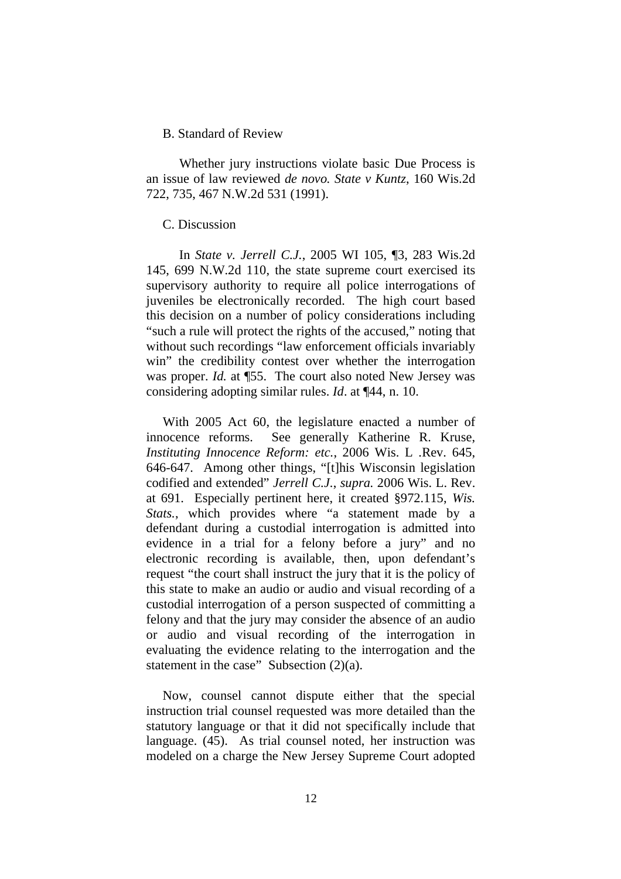B. Standard of Review

Whether jury instructions violate basic Due Process is an issue of law reviewed *de novo. State v Kuntz*, 160 Wis.2d 722, 735, 467 N.W.2d 531 (1991).

C. Discussion

In *State v. Jerrell C.J.*, 2005 WI 105, ¶3, 283 Wis.2d 145, 699 N.W.2d 110, the state supreme court exercised its supervisory authority to require all police interrogations of juveniles be electronically recorded. The high court based this decision on a number of policy considerations including "such a rule will protect the rights of the accused," noting that without such recordings "law enforcement officials invariably win" the credibility contest over whether the interrogation was proper. *Id.* at ¶55. The court also noted New Jersey was considering adopting similar rules. *Id*. at ¶44, n. 10.

With 2005 Act 60, the legislature enacted a number of innocence reforms. See generally Katherine R. Kruse, *Instituting Innocence Reform: etc.*, 2006 Wis. L .Rev. 645, 646-647. Among other things, "[t]his Wisconsin legislation codified and extended" *Jerrell C.J.*, *supra.* 2006 Wis. L. Rev. at 691. Especially pertinent here, it created §972.115, *Wis. Stats.*, which provides where "a statement made by a defendant during a custodial interrogation is admitted into evidence in a trial for a felony before a jury" and no electronic recording is available, then, upon defendant's request "the court shall instruct the jury that it is the policy of this state to make an audio or audio and visual recording of a custodial interrogation of a person suspected of committing a felony and that the jury may consider the absence of an audio or audio and visual recording of the interrogation in evaluating the evidence relating to the interrogation and the statement in the case" Subsection (2)(a).

Now, counsel cannot dispute either that the special instruction trial counsel requested was more detailed than the statutory language or that it did not specifically include that language. (45). As trial counsel noted, her instruction was modeled on a charge the New Jersey Supreme Court adopted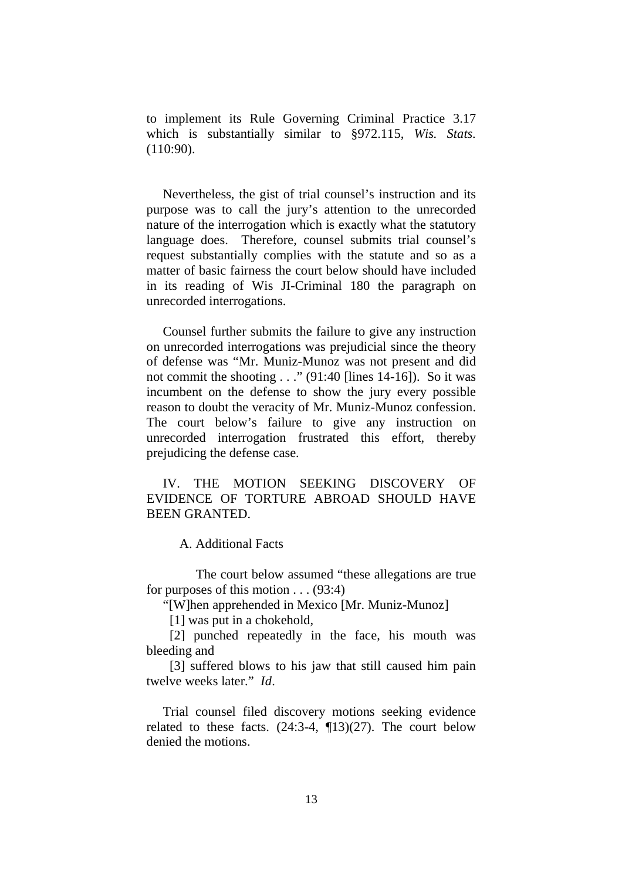to implement its Rule Governing Criminal Practice 3.17 which is substantially similar to §972.115, *Wis. Stats.* (110:90).

Nevertheless, the gist of trial counsel's instruction and its purpose was to call the jury's attention to the unrecorded nature of the interrogation which is exactly what the statutory language does. Therefore, counsel submits trial counsel's request substantially complies with the statute and so as a matter of basic fairness the court below should have included in its reading of Wis JI-Criminal 180 the paragraph on unrecorded interrogations.

Counsel further submits the failure to give any instruction on unrecorded interrogations was prejudicial since the theory of defense was "Mr. Muniz-Munoz was not present and did not commit the shooting . . ." (91:40 [lines 14-16]). So it was incumbent on the defense to show the jury every possible reason to doubt the veracity of Mr. Muniz-Munoz confession. The court below's failure to give any instruction on unrecorded interrogation frustrated this effort, thereby prejudicing the defense case.

## IV. THE MOTION SEEKING DISCOVERY OF EVIDENCE OF TORTURE ABROAD SHOULD HAVE BEEN GRANTED.

### A. Additional Facts

The court below assumed "these allegations are true for purposes of this motion . . . (93:4)

"[W]hen apprehended in Mexico [Mr. Muniz-Munoz]

[1] was put in a chokehold,

[2] punched repeatedly in the face, his mouth was bleeding and

[3] suffered blows to his jaw that still caused him pain twelve weeks later." *Id*.

Trial counsel filed discovery motions seeking evidence related to these facts. (24:3-4, ¶13)(27). The court below denied the motions.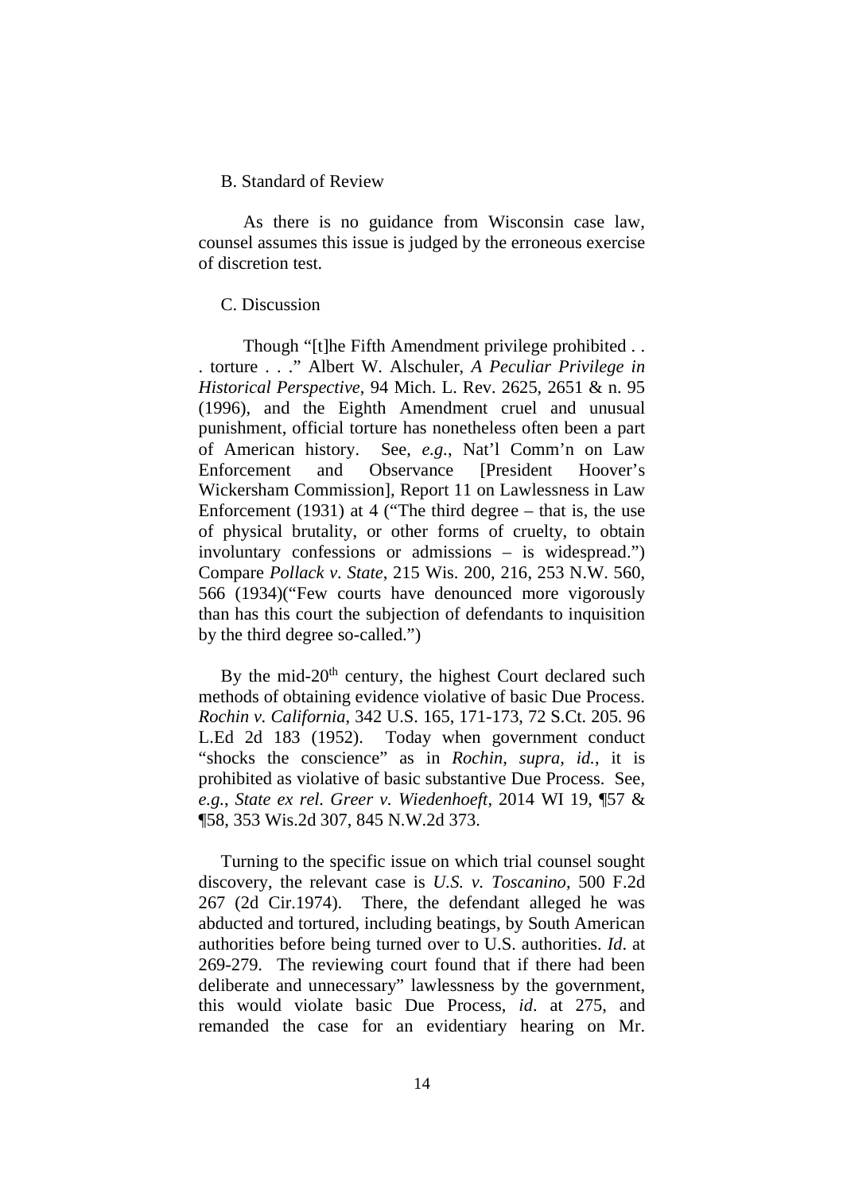B. Standard of Review

As there is no guidance from Wisconsin case law, counsel assumes this issue is judged by the erroneous exercise of discretion test.

C. Discussion

Though "[t]he Fifth Amendment privilege prohibited . . . torture . . ." Albert W. Alschuler, *A Peculiar Privilege in Historical Perspective*, 94 Mich. L. Rev. 2625, 2651 & n. 95 (1996), and the Eighth Amendment cruel and unusual punishment, official torture has nonetheless often been a part of American history. See, *e.g.*, Nat'l Comm'n on Law Enforcement and Observance [President Hoover's Wickersham Commission], Report 11 on Lawlessness in Law Enforcement (1931) at 4 ("The third degree – that is, the use of physical brutality, or other forms of cruelty, to obtain involuntary confessions or admissions – is widespread.") Compare *Pollack v. State*, 215 Wis. 200, 216, 253 N.W. 560, 566 (1934)("Few courts have denounced more vigorously than has this court the subjection of defendants to inquisition by the third degree so-called.")

By the mid-20th century, the highest Court declared such methods of obtaining evidence violative of basic Due Process. *Rochin v. California*, 342 U.S. 165, 171-173, 72 S.Ct. 205. 96 L.Ed 2d 183 (1952). Today when government conduct "shocks the conscience" as in *Rochin*, *supra*, *id.*, it is prohibited as violative of basic substantive Due Process. See, *e.g.*, *State ex rel. Greer v. Wiedenhoeft*, 2014 WI 19, ¶57 & ¶58, 353 Wis.2d 307, 845 N.W.2d 373.

Turning to the specific issue on which trial counsel sought discovery, the relevant case is *U.S. v. Toscanino*, 500 F.2d 267 (2d Cir.1974). There, the defendant alleged he was abducted and tortured, including beatings, by South American authorities before being turned over to U.S. authorities. *Id*. at 269-279. The reviewing court found that if there had been deliberate and unnecessary" lawlessness by the government, this would violate basic Due Process, *id*. at 275, and remanded the case for an evidentiary hearing on Mr.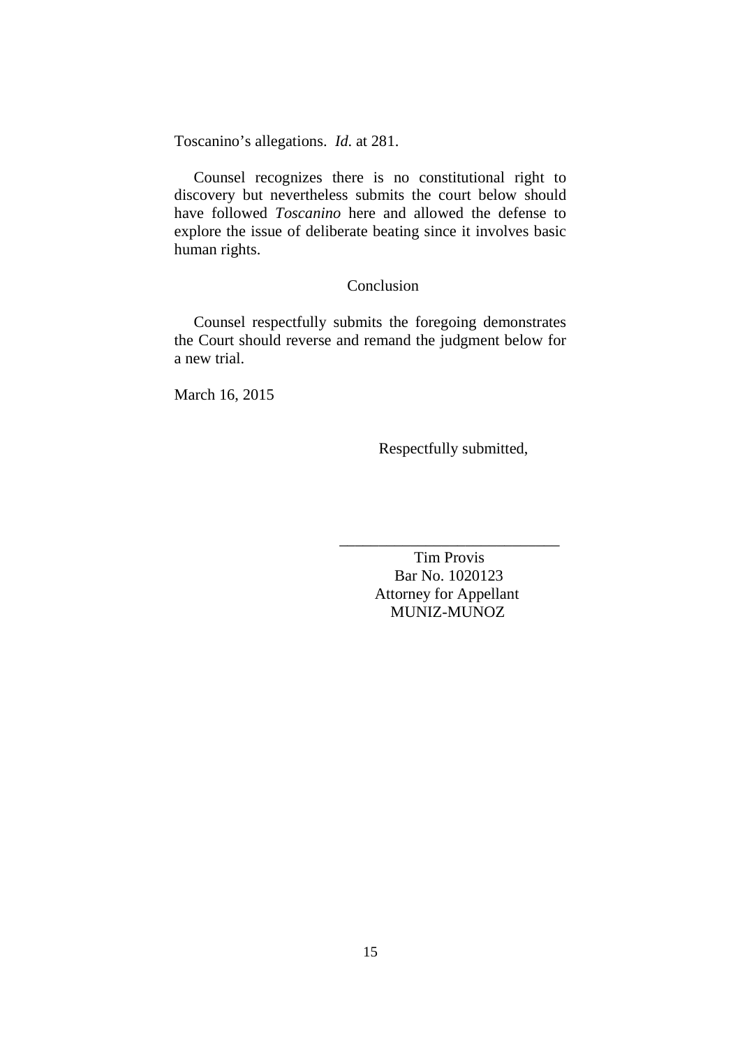Toscanino's allegations. *Id.* at 281.

Counsel recognizes there is no constitutional right to discovery but nevertheless submits the court below should have followed *Toscanino* here and allowed the defense to explore the issue of deliberate beating since it involves basic human rights.

## Conclusion

Counsel respectfully submits the foregoing demonstrates the Court should reverse and remand the judgment below for a new trial.

March 16, 2015

Respectfully submitted,

\_\_\_\_\_\_\_\_\_\_\_\_\_\_\_\_\_\_\_\_\_\_\_\_\_\_\_\_

Tim Provis
Bar No. 1020123
Attorney for Appellant
MUNIZ-MUNOZ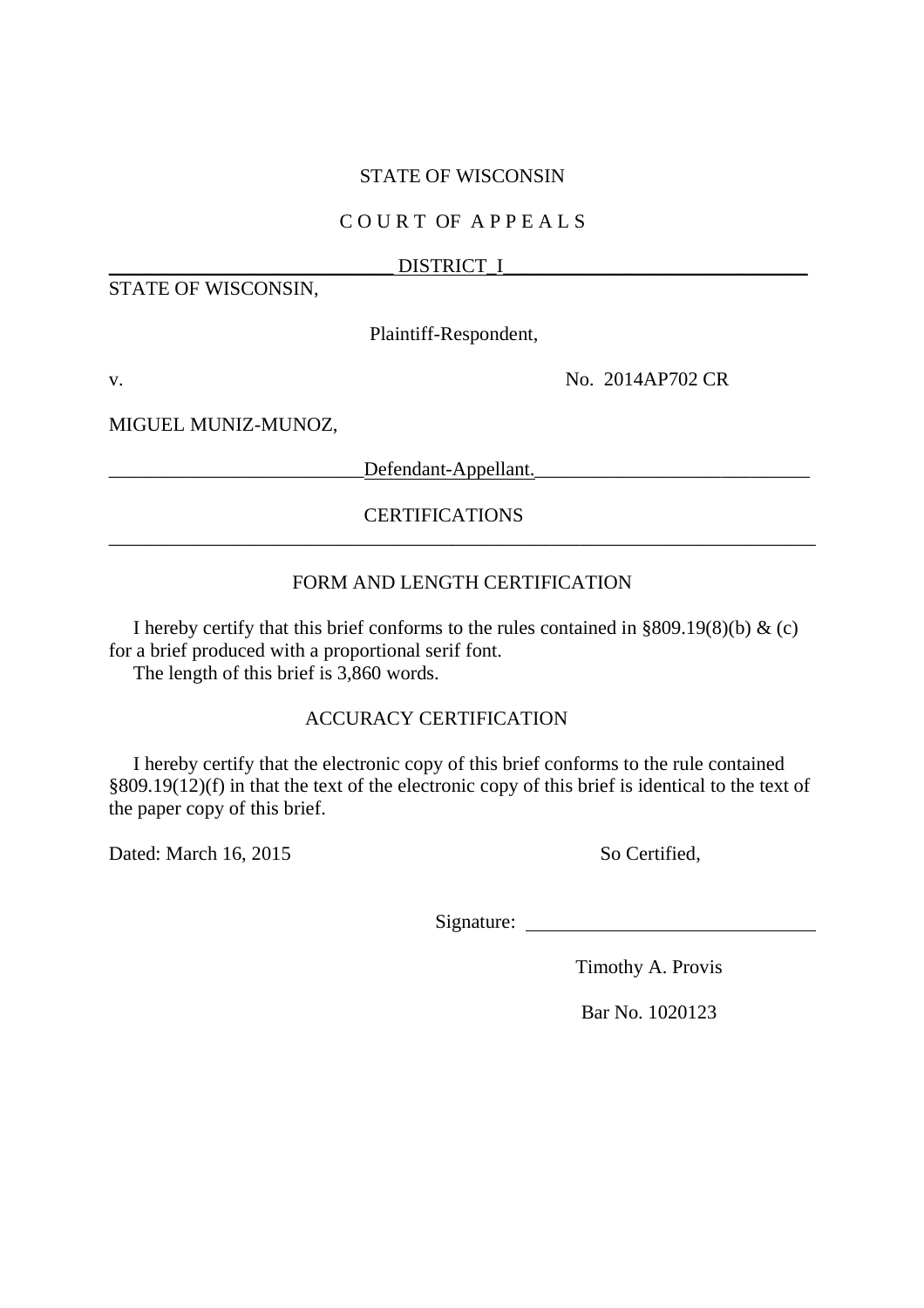STATE OF WISCONSIN

C O U R T OF A P P E A L S

DISTRICT I

STATE OF WISCONSIN,

Plaintiff-Respondent,

v. No. 2014AP702 CR

MIGUEL MUNIZ-MUNOZ,

Defendant-Appellant.

## CERTIFICATIONS

### FORM AND LENGTH CERTIFICATION

I hereby certify that this brief conforms to the rules contained in §809.19(8)(b) & (c) for a brief produced with a proportional serif font.

The length of this brief is 3,860 words.

### ACCURACY CERTIFICATION

I hereby certify that the electronic copy of this brief conforms to the rule contained §809.19(12)(f) in that the text of the electronic copy of this brief is identical to the text of the paper copy of this brief.

Dated: March 16, 2015

So Certified,

Signature: ______________________________

Timothy A. Provis

Bar No. 1020123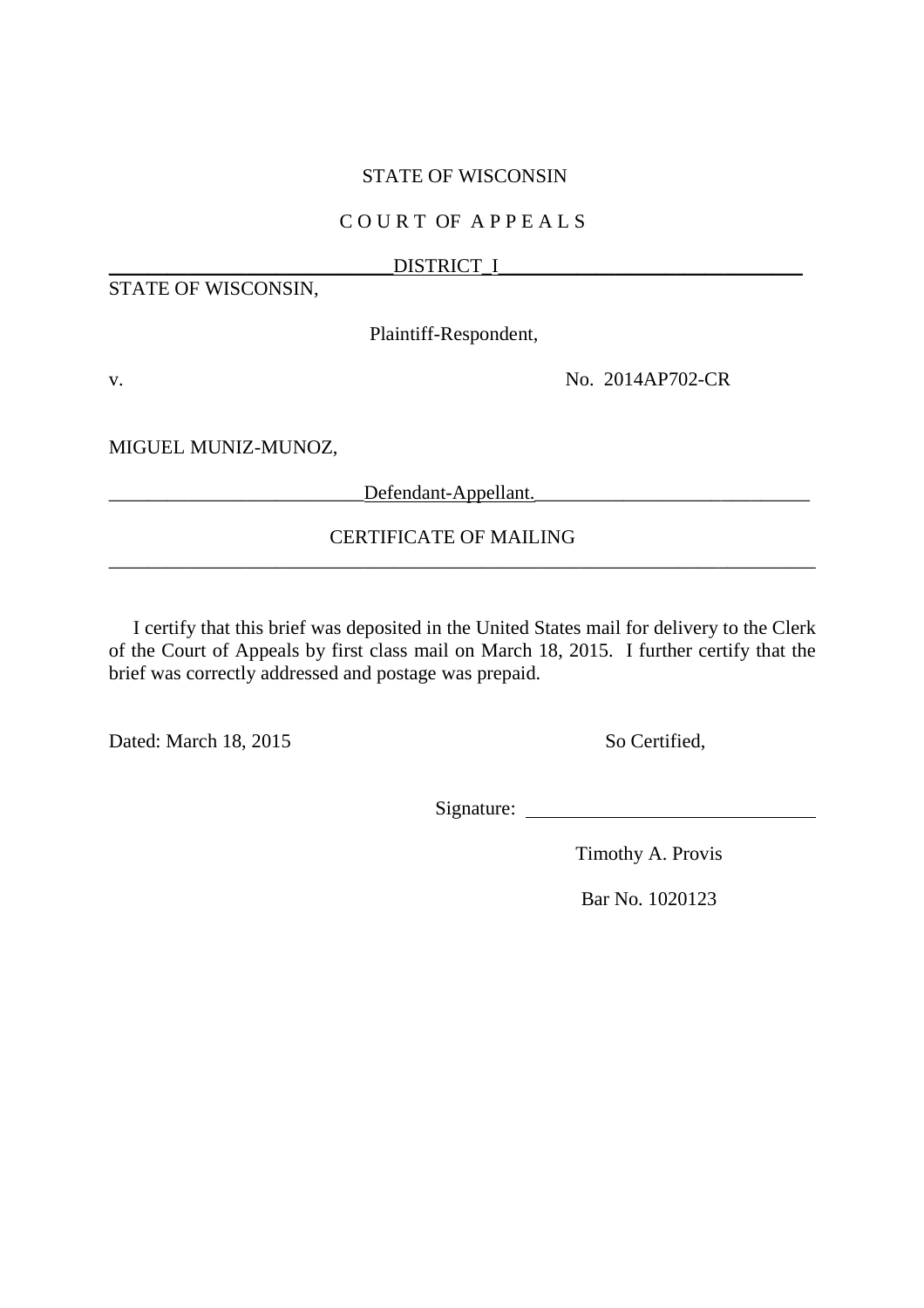STATE OF WISCONSIN

COURT OF APPEALS

DISTRICT I

STATE OF WISCONSIN,

Plaintiff-Respondent,

v. No. 2014AP702-CR

MIGUEL MUNIZ-MUNOZ,

Defendant-Appellant.

CERTIFICATE OF MAILING

I certify that this brief was deposited in the United States mail for delivery to the Clerk of the Court of Appeals by first class mail on March 18, 2015. I further certify that the brief was correctly addressed and postage was prepaid.

Dated: March 18, 2015

So Certified,

Signature: ______________________________

Timothy A. Provis

Bar No. 1020123